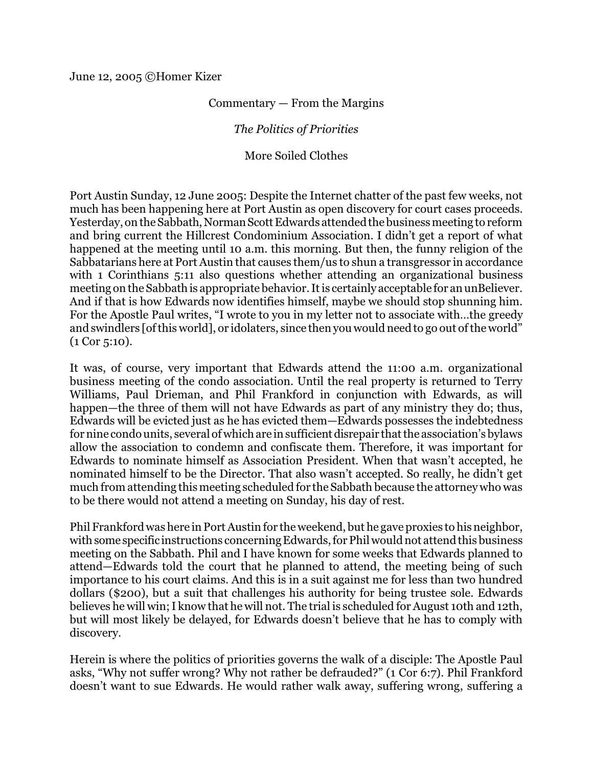June 12, 2005 ©Homer Kizer

Commentary — From the Margins

*The Politics of Priorities*

More Soiled Clothes

Port Austin Sunday, 12 June 2005: Despite the Internet chatter of the past few weeks, not much has been happening here at Port Austin as open discovery for court cases proceeds. Yesterday, on the Sabbath, Norman Scott Edwards attended the business meeting to reform and bring current the Hillcrest Condominium Association. I didn't get a report of what happened at the meeting until 10 a.m. this morning. But then, the funny religion of the Sabbatarians here at Port Austin that causes them/us to shun a transgressor in accordance with 1 Corinthians 5:11 also questions whether attending an organizational business meeting on the Sabbath is appropriate behavior. It is certainly acceptable for an unBeliever. And if that is how Edwards now identifies himself, maybe we should stop shunning him. For the Apostle Paul writes, "I wrote to you in my letter not to associate with…the greedy and swindlers [of this world], or idolaters, since then you would need to go out of the world" (1 Cor 5:10).

It was, of course, very important that Edwards attend the 11:00 a.m. organizational business meeting of the condo association. Until the real property is returned to Terry Williams, Paul Drieman, and Phil Frankford in conjunction with Edwards, as will happen—the three of them will not have Edwards as part of any ministry they do; thus, Edwards will be evicted just as he has evicted them—Edwards possesses the indebtedness for nine condo units, several of which are in sufficient disrepair that the association's bylaws allow the association to condemn and confiscate them. Therefore, it was important for Edwards to nominate himself as Association President. When that wasn't accepted, he nominated himself to be the Director. That also wasn't accepted. So really, he didn't get much from attending this meeting scheduled for the Sabbath because the attorney who was to be there would not attend a meeting on Sunday, his day of rest.

Phil Frankford was here in Port Austin for the weekend, but he gave proxies to his neighbor, with some specific instructions concerning Edwards, for Phil would not attend this business meeting on the Sabbath. Phil and I have known for some weeks that Edwards planned to attend—Edwards told the court that he planned to attend, the meeting being of such importance to his court claims. And this is in a suit against me for less than two hundred dollars ($200), but a suit that challenges his authority for being trustee sole. Edwards believes he will win; I know that he will not. The trial is scheduled for August 10th and 12th, but will most likely be delayed, for Edwards doesn't believe that he has to comply with discovery.

Herein is where the politics of priorities governs the walk of a disciple: The Apostle Paul asks, "Why not suffer wrong? Why not rather be defrauded?" (1 Cor 6:7). Phil Frankford doesn't want to sue Edwards. He would rather walk away, suffering wrong, suffering a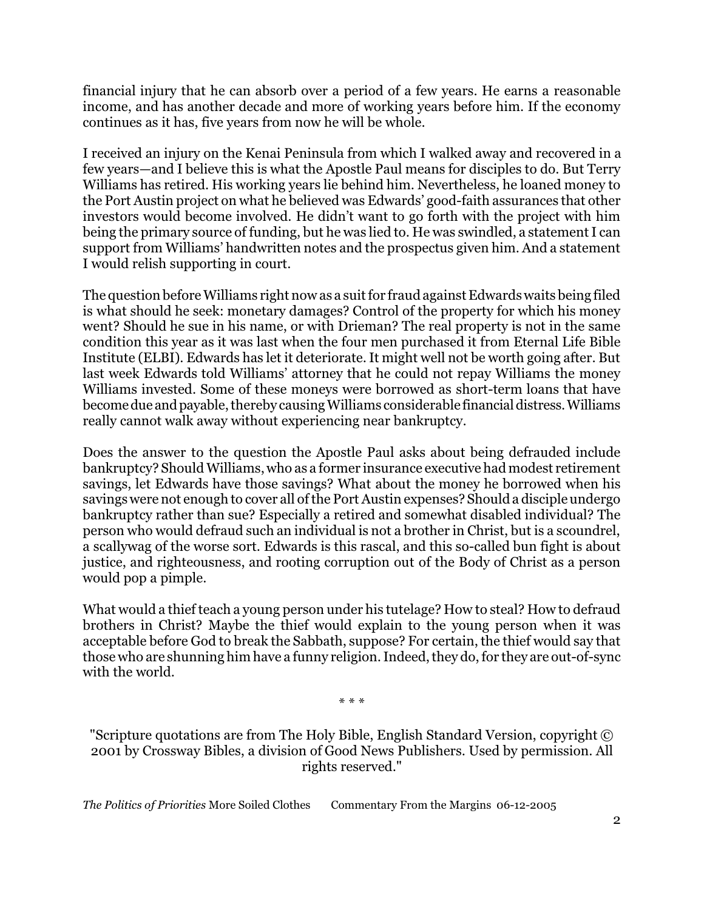financial injury that he can absorb over a period of a few years. He earns a reasonable income, and has another decade and more of working years before him. If the economy continues as it has, five years from now he will be whole.

I received an injury on the Kenai Peninsula from which I walked away and recovered in a few years—and I believe this is what the Apostle Paul means for disciples to do. But Terry Williams has retired. His working years lie behind him. Nevertheless, he loaned money to the Port Austin project on what he believed was Edwards' good-faith assurances that other investors would become involved. He didn't want to go forth with the project with him being the primary source of funding, but he was lied to. He was swindled, a statement I can support from Williams' handwritten notes and the prospectus given him. And a statement I would relish supporting in court.

The question before Williams right now as a suit for fraud against Edwards waits being filed is what should he seek: monetary damages? Control of the property for which his money went? Should he sue in his name, or with Drieman? The real property is not in the same condition this year as it was last when the four men purchased it from Eternal Life Bible Institute (ELBI). Edwards has let it deteriorate. It might well not be worth going after. But last week Edwards told Williams' attorney that he could not repay Williams the money Williams invested. Some of these moneys were borrowed as short-term loans that have become due and payable, thereby causing Williams considerable financial distress. Williams really cannot walk away without experiencing near bankruptcy.

Does the answer to the question the Apostle Paul asks about being defrauded include bankruptcy? Should Williams, who as a former insurance executive had modest retirement savings, let Edwards have those savings? What about the money he borrowed when his savings were not enough to cover all of the Port Austin expenses? Should a disciple undergo bankruptcy rather than sue? Especially a retired and somewhat disabled individual? The person who would defraud such an individual is not a brother in Christ, but is a scoundrel, a scallywag of the worse sort. Edwards is this rascal, and this so-called bun fight is about justice, and righteousness, and rooting corruption out of the Body of Christ as a person would pop a pimple.

What would a thief teach a young person under his tutelage? How to steal? How to defraud brothers in Christ? Maybe the thief would explain to the young person when it was acceptable before God to break the Sabbath, suppose? For certain, the thief would say that those who are shunning him have a funny religion. Indeed, they do, for they are out-of-sync with the world.

\* \* \*

"Scripture quotations are from The Holy Bible, English Standard Version, copyright © 2001 by Crossway Bibles, a division of Good News Publishers. Used by permission. All rights reserved."